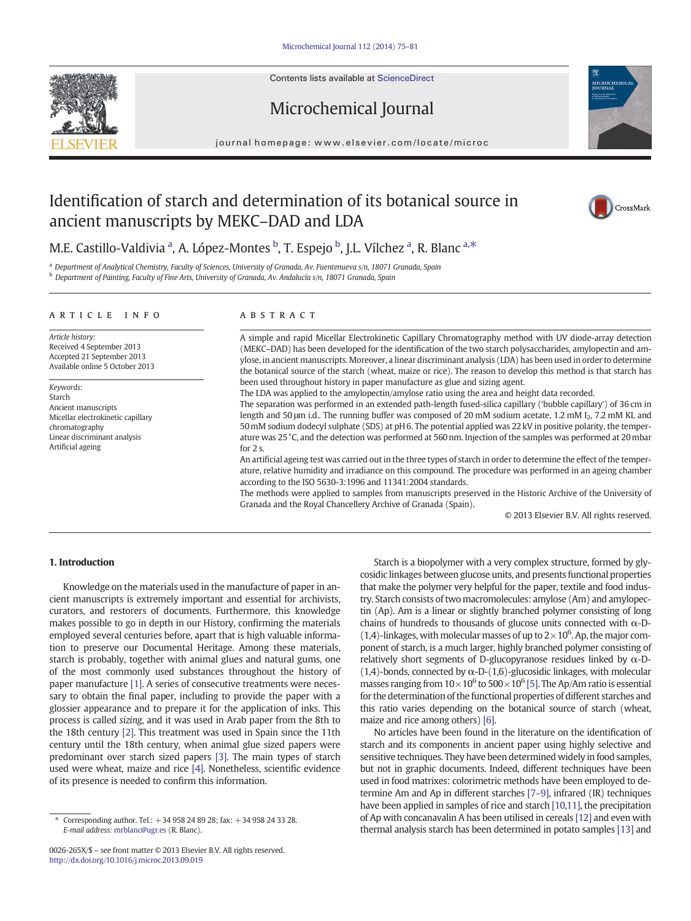# Identification of starch and determination of its botanical source in ancient manuscripts by MEKC–DAD and LDA

M.E. Castillo-Valdivia [a], A. López-Montes [b], T. Espejo [b], J.L. Vílchez [a], R. Blanc [a,*]

[a] Department of Analytical Chemistry, Faculty of Sciences, University of Granada, Av. Fuentenueva s/n, 18071 Granada, Spain
[b] Department of Painting, Faculty of Fine Arts, University of Granada, Av. Andalucía s/n, 18071 Granada, Spain

## ARTICLE INFO

*Article history:*
Received 4 September 2013
Accepted 21 September 2013
Available online 5 October 2013

*Keywords:*
Starch
Ancient manuscripts
Micellar electrokinetic capillary chromatography
Linear discriminant analysis
Artificial ageing

## ABSTRACT

A simple and rapid Micellar Electrokinetic Capillary Chromatography method with UV diode-array detection (MEKC–DAD) has been developed for the identification of the two starch polysaccharides, amylopectin and amylose, in ancient manuscripts. Moreover, a linear discriminant analysis (LDA) has been used in order to determine the botanical source of the starch (wheat, maize or rice). The reason to develop this method is that starch has been used throughout history in paper manufacture as glue and sizing agent.

The LDA was applied to the amylopectin/amylose ratio using the area and height data recorded.

The separation was performed in an extended path-length fused-silica capillary ('bubble capillary') of 36 cm in length and 50 μm i.d.. The running buffer was composed of 20 mM sodium acetate, 1.2 mM $I_2$, 7.2 mM KI, and 50 mM sodium dodecyl sulphate (SDS) at pH 6. The potential applied was 22 kV in positive polarity, the temperature was 25 °C, and the detection was performed at 560 nm. Injection of the samples was performed at 20 mbar for 2 s.

An artificial ageing test was carried out in the three types of starch in order to determine the effect of the temperature, relative humidity and irradiance on this compound. The procedure was performed in an ageing chamber according to the ISO 5630-3:1996 and 11341:2004 standards.

The methods were applied to samples from manuscripts preserved in the Historic Archive of the University of Granada and the Royal Chancellery Archive of Granada (Spain).

© 2013 Elsevier B.V. All rights reserved.

## 1. Introduction

Knowledge on the materials used in the manufacture of paper in ancient manuscripts is extremely important and essential for archivists, curators, and restorers of documents. Furthermore, this knowledge makes possible to go in depth in our History, confirming the materials employed several centuries before, apart that is high valuable information to preserve our Documental Heritage. Among these materials, starch is probably, together with animal glues and natural gums, one of the most commonly used substances throughout the history of paper manufacture [1]. A series of consecutive treatments were necessary to obtain the final paper, including to provide the paper with a glossier appearance and to prepare it for the application of inks. This process is called *sizing*, and it was used in Arab paper from the 8th to the 18th century [2]. This treatment was used in Spain since the 11th century until the 18th century, when animal glue sized papers were predominant over starch sized papers [3]. The main types of starch used were wheat, maize and rice [4]. Nonetheless, scientific evidence of its presence is needed to confirm this information.

Starch is a biopolymer with a very complex structure, formed by glycosidic linkages between glucose units, and presents functional properties that make the polymer very helpful for the paper, textile and food industry. Starch consists of two macromolecules: amylose (Am) and amylopectin (Ap). Am is a linear or slightly branched polymer consisting of long chains of hundreds to thousands of glucose units connected with α-D-(1,4)-linkages, with molecular masses of up to $2 \times 10^6$. Ap, the major component of starch, is a much larger, highly branched polymer consisting of relatively short segments of D-glucopyranose residues linked by α-D-(1,4)-bonds, connected by α-D-(1,6)-glucosidic linkages, with molecular masses ranging from $10 \times 10^6$ to $500 \times 10^6$ [5]. The Ap/Am ratio is essential for the determination of the functional properties of different starches and this ratio varies depending on the botanical source of starch (wheat, maize and rice among others) [6].

No articles have been found in the literature on the identification of starch and its components in ancient paper using highly selective and sensitive techniques. They have been determined widely in food samples, but not in graphic documents. Indeed, different techniques have been used in food matrixes: colorimetric methods have been employed to determine Am and Ap in different starches [7–9], infrared (IR) techniques have been applied in samples of rice and starch [10,11], the precipitation of Ap with concanavalin A has been utilised in cereals [12] and even with thermal analysis starch has been determined in potato samples [13] and

\* Corresponding author. Tel.: +34 958 24 89 28; fax: +34 958 24 33 28.
*E-mail address:* mrblanc@ugr.es (R. Blanc).

0026-265X/$ – see front matter © 2013 Elsevier B.V. All rights reserved.
http://dx.doi.org/10.1016/j.microc.2013.09.019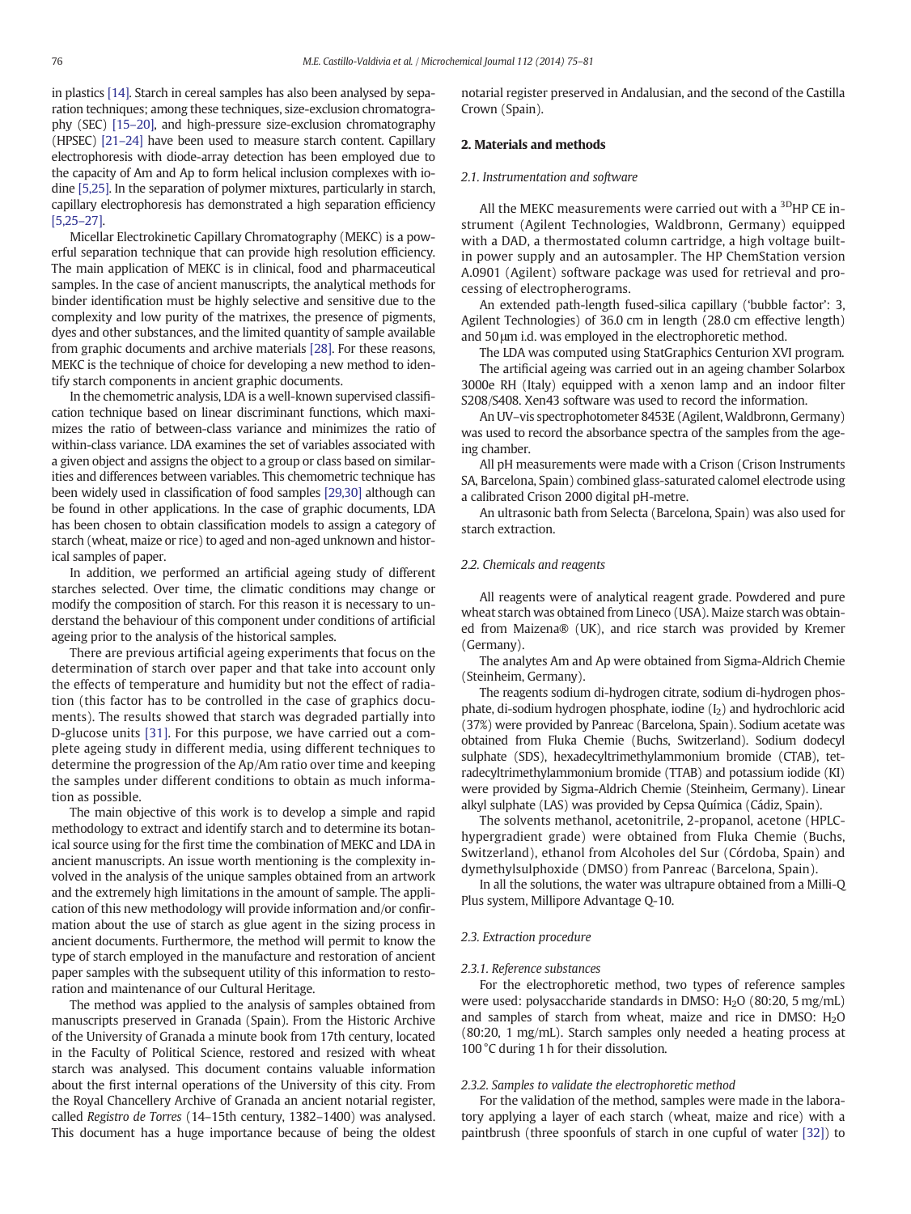in plastics [14]. Starch in cereal samples has also been analysed by separation techniques; among these techniques, size-exclusion chromatography (SEC) [15–20], and high-pressure size-exclusion chromatography (HPSEC) [21–24] have been used to measure starch content. Capillary electrophoresis with diode-array detection has been employed due to the capacity of Am and Ap to form helical inclusion complexes with iodine [5,25]. In the separation of polymer mixtures, particularly in starch, capillary electrophoresis has demonstrated a high separation efficiency [5,25–27].

Micellar Electrokinetic Capillary Chromatography (MEKC) is a powerful separation technique that can provide high resolution efficiency. The main application of MEKC is in clinical, food and pharmaceutical samples. In the case of ancient manuscripts, the analytical methods for binder identification must be highly selective and sensitive due to the complexity and low purity of the matrixes, the presence of pigments, dyes and other substances, and the limited quantity of sample available from graphic documents and archive materials [28]. For these reasons, MEKC is the technique of choice for developing a new method to identify starch components in ancient graphic documents.

In the chemometric analysis, LDA is a well-known supervised classification technique based on linear discriminant functions, which maximizes the ratio of between-class variance and minimizes the ratio of within-class variance. LDA examines the set of variables associated with a given object and assigns the object to a group or class based on similarities and differences between variables. This chemometric technique has been widely used in classification of food samples [29,30] although can be found in other applications. In the case of graphic documents, LDA has been chosen to obtain classification models to assign a category of starch (wheat, maize or rice) to aged and non-aged unknown and historical samples of paper.

In addition, we performed an artificial ageing study of different starches selected. Over time, the climatic conditions may change or modify the composition of starch. For this reason it is necessary to understand the behaviour of this component under conditions of artificial ageing prior to the analysis of the historical samples.

There are previous artificial ageing experiments that focus on the determination of starch over paper and that take into account only the effects of temperature and humidity but not the effect of radiation (this factor has to be controlled in the case of graphics documents). The results showed that starch was degraded partially into D-glucose units [31]. For this purpose, we have carried out a complete ageing study in different media, using different techniques to determine the progression of the Ap/Am ratio over time and keeping the samples under different conditions to obtain as much information as possible.

The main objective of this work is to develop a simple and rapid methodology to extract and identify starch and to determine its botanical source using for the first time the combination of MEKC and LDA in ancient manuscripts. An issue worth mentioning is the complexity involved in the analysis of the unique samples obtained from an artwork and the extremely high limitations in the amount of sample. The application of this new methodology will provide information and/or confirmation about the use of starch as glue agent in the sizing process in ancient documents. Furthermore, the method will permit to know the type of starch employed in the manufacture and restoration of ancient paper samples with the subsequent utility of this information to restoration and maintenance of our Cultural Heritage.

The method was applied to the analysis of samples obtained from manuscripts preserved in Granada (Spain). From the Historic Archive of the University of Granada a minute book from 17th century, located in the Faculty of Political Science, restored and resized with wheat starch was analysed. This document contains valuable information about the first internal operations of the University of this city. From the Royal Chancellery Archive of Granada an ancient notarial register, called *Registro de Torres* (14–15th century, 1382–1400) was analysed. This document has a huge importance because of being the oldest notarial register preserved in Andalusian, and the second of the Castilla Crown (Spain).

## 2. Materials and methods

### 2.1. Instrumentation and software

All the MEKC measurements were carried out with a $^{3D}$HP CE instrument (Agilent Technologies, Waldbronn, Germany) equipped with a DAD, a thermostated column cartridge, a high voltage built-in power supply and an autosampler. The HP ChemStation version A.0901 (Agilent) software package was used for retrieval and processing of electropherograms.

An extended path-length fused-silica capillary ('bubble factor': 3, Agilent Technologies) of 36.0 cm in length (28.0 cm effective length) and 50 μm i.d. was employed in the electrophoretic method.

The LDA was computed using StatGraphics Centurion XVI program.

The artificial ageing was carried out in an ageing chamber Solarbox 3000e RH (Italy) equipped with a xenon lamp and an indoor filter S208/S408. Xen43 software was used to record the information.

An UV–vis spectrophotometer 8453E (Agilent, Waldbronn, Germany) was used to record the absorbance spectra of the samples from the ageing chamber.

All pH measurements were made with a Crison (Crison Instruments SA, Barcelona, Spain) combined glass-saturated calomel electrode using a calibrated Crison 2000 digital pH-metre.

An ultrasonic bath from Selecta (Barcelona, Spain) was also used for starch extraction.

### 2.2. Chemicals and reagents

All reagents were of analytical reagent grade. Powdered and pure wheat starch was obtained from Lineco (USA). Maize starch was obtained from Maizena® (UK), and rice starch was provided by Kremer (Germany).

The analytes Am and Ap were obtained from Sigma-Aldrich Chemie (Steinheim, Germany).

The reagents sodium di-hydrogen citrate, sodium di-hydrogen phosphate, di-sodium hydrogen phosphate, iodine ($I_2$) and hydrochloric acid (37%) were provided by Panreac (Barcelona, Spain). Sodium acetate was obtained from Fluka Chemie (Buchs, Switzerland). Sodium dodecyl sulphate (SDS), hexadecyltrimethylammonium bromide (CTAB), tetradecyltrimethylammonium bromide (TTAB) and potassium iodide (KI) were provided by Sigma-Aldrich Chemie (Steinheim, Germany). Linear alkyl sulphate (LAS) was provided by Cepsa Química (Cádiz, Spain).

The solvents methanol, acetonitrile, 2-propanol, acetone (HPLC-hypergradient grade) were obtained from Fluka Chemie (Buchs, Switzerland), ethanol from Alcoholes del Sur (Córdoba, Spain) and dymethylsulphoxide (DMSO) from Panreac (Barcelona, Spain).

In all the solutions, the water was ultrapure obtained from a Milli-Q Plus system, Millipore Advantage Q-10.

### 2.3. Extraction procedure

#### 2.3.1. Reference substances

For the electrophoretic method, two types of reference samples were used: polysaccharide standards in DMSO: $H_2O$ (80:20, 5 mg/mL) and samples of starch from wheat, maize and rice in DMSO: $H_2O$ (80:20, 1 mg/mL). Starch samples only needed a heating process at 100 °C during 1 h for their dissolution.

#### 2.3.2. Samples to validate the electrophoretic method

For the validation of the method, samples were made in the laboratory applying a layer of each starch (wheat, maize and rice) with a paintbrush (three spoonfuls of starch in one cupful of water [32]) to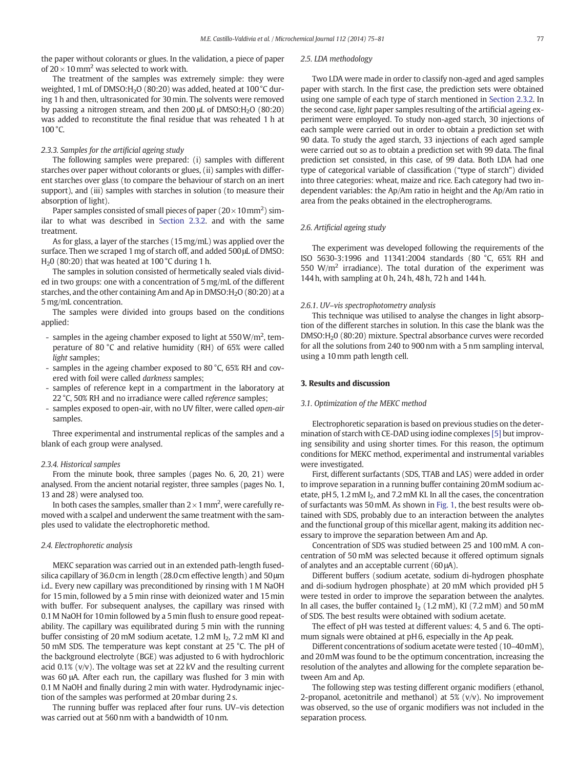the paper without colorants or glues. In the validation, a piece of paper of $20 \times 10\ mm^2$ was selected to work with.

The treatment of the samples was extremely simple: they were weighted, 1 mL of DMSO:$H_2O$ (80:20) was added, heated at 100 °C during 1 h and then, ultrasonicated for 30 min. The solvents were removed by passing a nitrogen stream, and then 200 μL of DMSO:$H_2O$ (80:20) was added to reconstitute the final residue that was reheated 1 h at 100 °C.

#### 2.3.3. Samples for the artificial ageing study

The following samples were prepared: (i) samples with different starches over paper without colorants or glues, (ii) samples with different starches over glass (to compare the behaviour of starch on an inert support), and (iii) samples with starches in solution (to measure their absorption of light).

Paper samples consisted of small pieces of paper ($20 \times 10\ mm^2$) similar to what was described in Section 2.3.2. and with the same treatment.

As for glass, a layer of the starches (15 mg/mL) was applied over the surface. Then we scraped 1 mg of starch off, and added 500 μL of DMSO:$H_2O$ (80:20) that was heated at 100 °C during 1 h.

The samples in solution consisted of hermetically sealed vials divided in two groups: one with a concentration of 5 mg/mL of the different starches, and the other containing Am and Ap in DMSO:$H_2O$ (80:20) at a 5 mg/mL concentration.

The samples were divided into groups based on the conditions applied:

- samples in the ageing chamber exposed to light at 550 W/$m^2$, temperature of 80 °C and relative humidity (RH) of 65% were called *light* samples;
- samples in the ageing chamber exposed to 80 °C, 65% RH and covered with foil were called *darkness* samples;
- samples of reference kept in a compartment in the laboratory at 22 °C, 50% RH and no irradiance were called *reference* samples;
- samples exposed to open-air, with no UV filter, were called *open-air* samples.

Three experimental and instrumental replicas of the samples and a blank of each group were analysed.

#### 2.3.4. Historical samples

From the minute book, three samples (pages No. 6, 20, 21) were analysed. From the ancient notarial register, three samples (pages No. 1, 13 and 28) were analysed too.

In both cases the samples, smaller than $2 \times 1\ mm^2$, were carefully removed with a scalpel and underwent the same treatment with the samples used to validate the electrophoretic method.

### 2.4. Electrophoretic analysis

MEKC separation was carried out in an extended path-length fused-silica capillary of 36.0 cm in length (28.0 cm effective length) and 50 μm i.d.. Every new capillary was preconditioned by rinsing with 1 M NaOH for 15 min, followed by a 5 min rinse with deionized water and 15 min with buffer. For subsequent analyses, the capillary was rinsed with 0.1 M NaOH for 10 min followed by a 5 min flush to ensure good repeatability. The capillary was equilibrated during 5 min with the running buffer consisting of 20 mM sodium acetate, 1.2 mM $I_2$, 7.2 mM KI and 50 mM SDS. The temperature was kept constant at 25 °C. The pH of the background electrolyte (BGE) was adjusted to 6 with hydrochloric acid 0.1% (v/v). The voltage was set at 22 kV and the resulting current was 60 μA. After each run, the capillary was flushed for 3 min with 0.1 M NaOH and finally during 2 min with water. Hydrodynamic injection of the samples was performed at 20 mbar during 2 s.

The running buffer was replaced after four runs. UV–vis detection was carried out at 560 nm with a bandwidth of 10 nm.

### 2.5. LDA methodology

Two LDA were made in order to classify non-aged and aged samples paper with starch. In the first case, the prediction sets were obtained using one sample of each type of starch mentioned in Section 2.3.2. In the second case, *light* paper samples resulting of the artificial ageing experiment were employed. To study non-aged starch, 30 injections of each sample were carried out in order to obtain a prediction set with 90 data. To study the aged starch, 33 injections of each aged sample were carried out so as to obtain a prediction set with 99 data. The final prediction set consisted, in this case, of 99 data. Both LDA had one type of categorical variable of classification ("type of starch") divided into three categories: wheat, maize and rice. Each category had two independent variables: the Ap/Am ratio in height and the Ap/Am ratio in area from the peaks obtained in the electropherograms.

### 2.6. Artificial ageing study

The experiment was developed following the requirements of the ISO 5630-3:1996 and 11341:2004 standards (80 °C, 65% RH and 550 W/$m^2$ irradiance). The total duration of the experiment was 144 h, with sampling at 0 h, 24 h, 48 h, 72 h and 144 h.

#### 2.6.1. UV–vis spectrophotometry analysis

This technique was utilised to analyse the changes in light absorption of the different starches in solution. In this case the blank was the DMSO:$H_2$0 (80:20) mixture. Spectral absorbance curves were recorded for all the solutions from 240 to 900 nm with a 5 nm sampling interval, using a 10 mm path length cell.

## 3. Results and discussion

### 3.1. Optimization of the MEKC method

Electrophoretic separation is based on previous studies on the determination of starch with CE-DAD using iodine complexes [5] but improving sensibility and using shorter times. For this reason, the optimum conditions for MEKC method, experimental and instrumental variables were investigated.

First, different surfactants (SDS, TTAB and LAS) were added in order to improve separation in a running buffer containing 20 mM sodium acetate, pH 5, 1.2 mM $I_2$, and 7.2 mM KI. In all the cases, the concentration of surfactants was 50 mM. As shown in Fig. 1, the best results were obtained with SDS, probably due to an interaction between the analytes and the functional group of this micellar agent, making its addition necessary to improve the separation between Am and Ap.

Concentration of SDS was studied between 25 and 100 mM. A concentration of 50 mM was selected because it offered optimum signals of analytes and an acceptable current (60 μA).

Different buffers (sodium acetate, sodium di-hydrogen phosphate and di-sodium hydrogen phosphate) at 20 mM which provided pH 5 were tested in order to improve the separation between the analytes. In all cases, the buffer contained $I_2$ (1.2 mM), KI (7.2 mM) and 50 mM of SDS. The best results were obtained with sodium acetate.

The effect of pH was tested at different values: 4, 5 and 6. The optimum signals were obtained at pH 6, especially in the Ap peak.

Different concentrations of sodium acetate were tested (10–40 mM), and 20 mM was found to be the optimum concentration, increasing the resolution of the analytes and allowing for the complete separation between Am and Ap.

The following step was testing different organic modifiers (ethanol, 2-propanol, acetonitrile and methanol) at 5% (v/v). No improvement was observed, so the use of organic modifiers was not included in the separation process.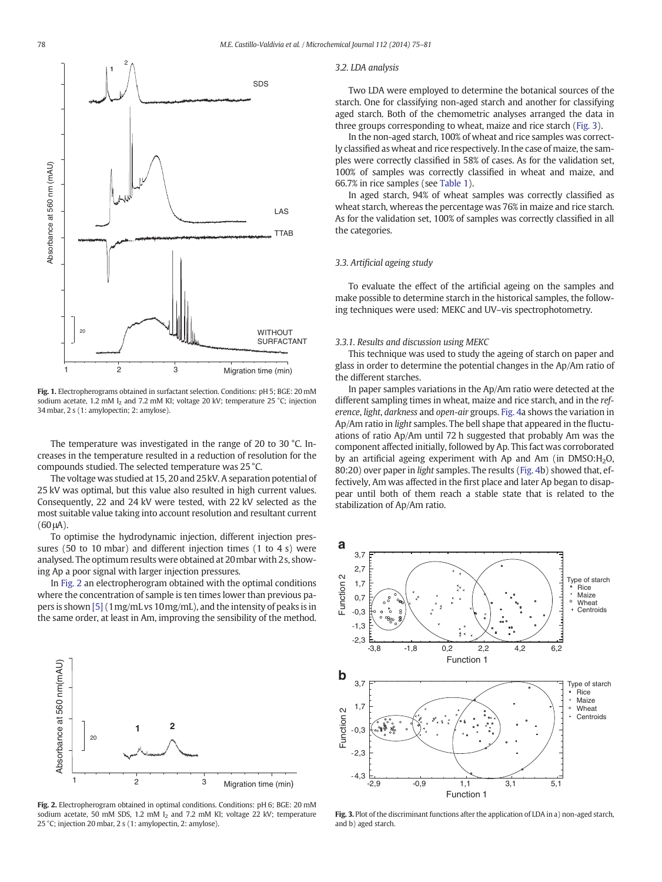**Fig. 1.** Electropherograms obtained in surfactant selection. Conditions: pH 5; BGE: 20 mM sodium acetate, 1.2 mM $I_2$ and 7.2 mM KI; voltage 20 kV; temperature 25 °C; injection 34 mbar, 2 s (1: amylopectin; 2: amylose).

The temperature was investigated in the range of 20 to 30 °C. Increases in the temperature resulted in a reduction of resolution for the compounds studied. The selected temperature was 25 °C.

The voltage was studied at 15, 20 and 25 kV. A separation potential of 25 kV was optimal, but this value also resulted in high current values. Consequently, 22 and 24 kV were tested, with 22 kV selected as the most suitable value taking into account resolution and resultant current (60 μA).

To optimise the hydrodynamic injection, different injection pressures (50 to 10 mbar) and different injection times (1 to 4 s) were analysed. The optimum results were obtained at 20 mbar with 2 s, showing Ap a poor signal with larger injection pressures.

In Fig. 2 an electropherogram obtained with the optimal conditions where the concentration of sample is ten times lower than previous papers is shown [5] (1 mg/mL vs 10 mg/mL), and the intensity of peaks is in the same order, at least in Am, improving the sensibility of the method.

**Fig. 2.** Electropherogram obtained in optimal conditions. Conditions: pH 6; BGE: 20 mM sodium acetate, 50 mM SDS, 1.2 mM $I_2$ and 7.2 mM KI; voltage 22 kV; temperature 25 °C; injection 20 mbar, 2 s (1: amylopectin, 2: amylose).

### 3.2. LDA analysis

Two LDA were employed to determine the botanical sources of the starch. One for classifying non-aged starch and another for classifying aged starch. Both of the chemometric analyses arranged the data in three groups corresponding to wheat, maize and rice starch (Fig. 3).

In the non-aged starch, 100% of wheat and rice samples was correctly classified as wheat and rice respectively. In the case of maize, the samples were correctly classified in 58% of cases. As for the validation set, 100% of samples was correctly classified in wheat and maize, and 66.7% in rice samples (see Table 1).

In aged starch, 94% of wheat samples was correctly classified as wheat starch, whereas the percentage was 76% in maize and rice starch. As for the validation set, 100% of samples was correctly classified in all the categories.

### 3.3. Artificial ageing study

To evaluate the effect of the artificial ageing on the samples and make possible to determine starch in the historical samples, the following techniques were used: MEKC and UV–vis spectrophotometry.

#### 3.3.1. Results and discussion using MEKC

This technique was used to study the ageing of starch on paper and glass in order to determine the potential changes in the Ap/Am ratio of the different starches.

In paper samples variations in the Ap/Am ratio were detected at the different sampling times in wheat, maize and rice starch, and in the *reference*, *light*, *darkness* and *open-air* groups. Fig. 4a shows the variation in Ap/Am ratio in *light* samples. The bell shape that appeared in the fluctuations of ratio Ap/Am until 72 h suggested that probably Am was the component affected initially, followed by Ap. This fact was corroborated by an artificial ageing experiment with Ap and Am (in DMSO:$H_2O$, 80:20) over paper in *light* samples. The results (Fig. 4b) showed that, effectively, Am was affected in the first place and later Ap began to disappear until both of them reach a stable state that is related to the stabilization of Ap/Am ratio.

**Fig. 3.** Plot of the discriminant functions after the application of LDA in a) non-aged starch, and b) aged starch.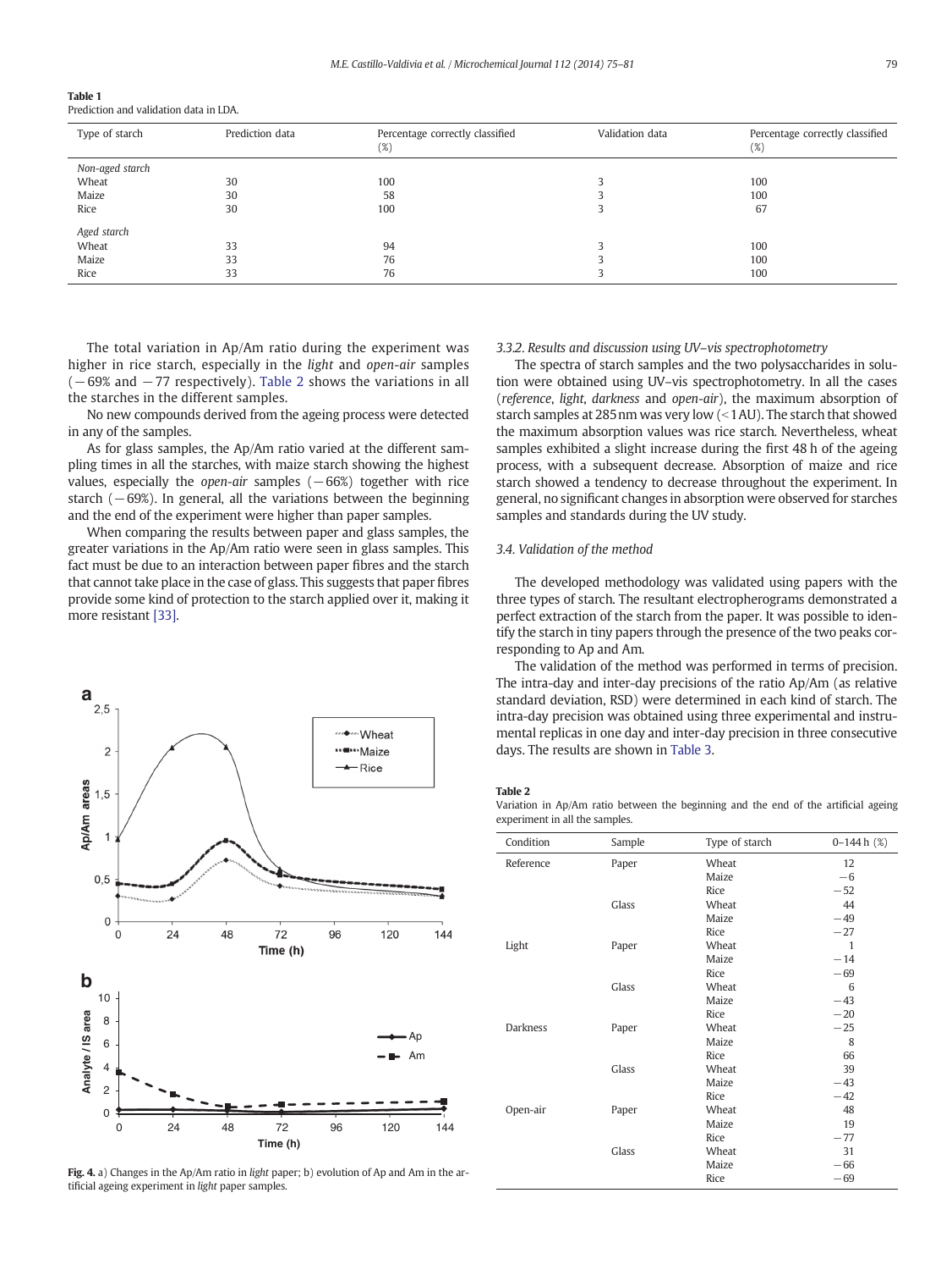**Table 1**
Prediction and validation data in LDA.

| Type of starch | Prediction data | Percentage correctly classified (%) | Validation data | Percentage correctly classified (%) |
|---|---|---|---|---|
| *Non-aged starch* | | | | |
| Wheat | 30 | 100 | 3 | 100 |
| Maize | 30 | 58 | 3 | 100 |
| Rice | 30 | 100 | 3 | 67 |
| *Aged starch* | | | | |
| Wheat | 33 | 94 | 3 | 100 |
| Maize | 33 | 76 | 3 | 100 |
| Rice | 33 | 76 | 3 | 100 |

The total variation in Ap/Am ratio during the experiment was higher in rice starch, especially in the *light* and *open-air* samples (−69% and −77 respectively). Table 2 shows the variations in all the starches in the different samples.

No new compounds derived from the ageing process were detected in any of the samples.

As for glass samples, the Ap/Am ratio varied at the different sampling times in all the starches, with maize starch showing the highest values, especially the *open-air* samples (−66%) together with rice starch (−69%). In general, all the variations between the beginning and the end of the experiment were higher than paper samples.

When comparing the results between paper and glass samples, the greater variations in the Ap/Am ratio were seen in glass samples. This fact must be due to an interaction between paper fibres and the starch that cannot take place in the case of glass. This suggests that paper fibres provide some kind of protection to the starch applied over it, making it more resistant [33].

Fig. 4. a) Changes in the Ap/Am ratio in *light* paper; b) evolution of Ap and Am in the artificial ageing experiment in *light* paper samples.

### 3.3.2. Results and discussion using UV–vis spectrophotometry

The spectra of starch samples and the two polysaccharides in solution were obtained using UV–vis spectrophotometry. In all the cases (*reference*, *light*, *darkness* and *open-air*), the maximum absorption of starch samples at 285 nm was very low (<1 AU). The starch that showed the maximum absorption values was rice starch. Nevertheless, wheat samples exhibited a slight increase during the first 48 h of the ageing process, with a subsequent decrease. Absorption of maize and rice starch showed a tendency to decrease throughout the experiment. In general, no significant changes in absorption were observed for starches samples and standards during the UV study.

## 3.4. Validation of the method

The developed methodology was validated using papers with the three types of starch. The resultant electropherograms demonstrated a perfect extraction of the starch from the paper. It was possible to identify the starch in tiny papers through the presence of the two peaks corresponding to Ap and Am.

The validation of the method was performed in terms of precision. The intra-day and inter-day precisions of the ratio Ap/Am (as relative standard deviation, RSD) were determined in each kind of starch. The intra-day precision was obtained using three experimental and instrumental replicas in one day and inter-day precision in three consecutive days. The results are shown in Table 3.

**Table 2**
Variation in Ap/Am ratio between the beginning and the end of the artificial ageing experiment in all the samples.

| Condition | Sample | Type of starch | 0–144 h (%) |
|---|---|---|---|
| Reference | Paper | Wheat | 12 |
| | | Maize | −6 |
| | | Rice | −52 |
| | Glass | Wheat | 44 |
| | | Maize | −49 |
| | | Rice | −27 |
| Light | Paper | Wheat | 1 |
| | | Maize | −14 |
| | | Rice | −69 |
| | Glass | Wheat | 6 |
| | | Maize | −43 |
| | | Rice | −20 |
| Darkness | Paper | Wheat | −25 |
| | | Maize | 8 |
| | | Rice | 66 |
| | Glass | Wheat | 39 |
| | | Maize | −43 |
| | | Rice | −42 |
| Open-air | Paper | Wheat | 48 |
| | | Maize | 19 |
| | | Rice | −77 |
| | Glass | Wheat | 31 |
| | | Maize | −66 |
| | | Rice | −69 |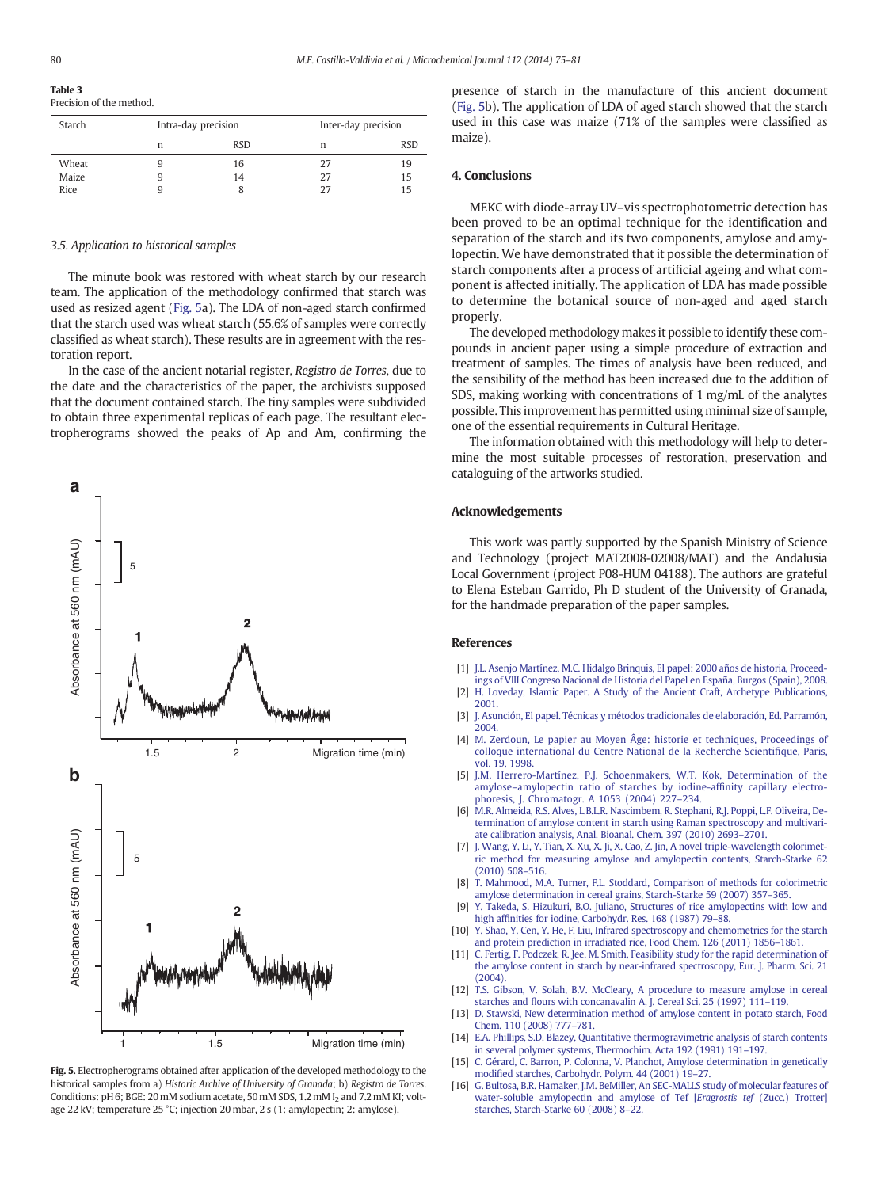**Table 3**
Precision of the method.

| Starch | Intra-day precision | | Inter-day precision | |
|---|---|---|---|---|
| | n | RSD | n | RSD |
| Wheat | 9 | 16 | 27 | 19 |
| Maize | 9 | 14 | 27 | 15 |
| Rice | 9 | 8 | 27 | 15 |

### 3.5. Application to historical samples

The minute book was restored with wheat starch by our research team. The application of the methodology confirmed that starch was used as resized agent (Fig. 5a). The LDA of non-aged starch confirmed that the starch used was wheat starch (55.6% of samples were correctly classified as wheat starch). These results are in agreement with the restoration report.

In the case of the ancient notarial register, *Registro de Torres*, due to the date and the characteristics of the paper, the archivists supposed that the document contained starch. The tiny samples were subdivided to obtain three experimental replicas of each page. The resultant electropherograms showed the peaks of Ap and Am, confirming the presence of starch in the manufacture of this ancient document (Fig. 5b). The application of LDA of aged starch showed that the starch used in this case was maize (71% of the samples were classified as maize).

Fig. 5. Electropherograms obtained after application of the developed methodology to the historical samples from a) *Historic Archive of University of Granada*; b) *Registro de Torres*. Conditions: pH 6; BGE: 20 mM sodium acetate, 50 mM SDS, 1.2 mM $I_2$ and 7.2 mM KI; voltage 22 kV; temperature 25 °C; injection 20 mbar, 2 s (1: amylopectin; 2: amylose).

## 4. Conclusions

MEKC with diode-array UV–vis spectrophotometric detection has been proved to be an optimal technique for the identification and separation of the starch and its two components, amylose and amylopectin. We have demonstrated that it possible the determination of starch components after a process of artificial ageing and what component is affected initially. The application of LDA has made possible to determine the botanical source of non-aged and aged starch properly.

The developed methodology makes it possible to identify these compounds in ancient paper using a simple procedure of extraction and treatment of samples. The times of analysis have been reduced, and the sensibility of the method has been increased due to the addition of SDS, making working with concentrations of 1 mg/mL of the analytes possible. This improvement has permitted using minimal size of sample, one of the essential requirements in Cultural Heritage.

The information obtained with this methodology will help to determine the most suitable processes of restoration, preservation and cataloguing of the artworks studied.

## Acknowledgements

This work was partly supported by the Spanish Ministry of Science and Technology (project MAT2008-02008/MAT) and the Andalusia Local Government (project P08-HUM 04188). The authors are grateful to Elena Esteban Garrido, Ph D student of the University of Granada, for the handmade preparation of the paper samples.

## References

[1] J.L. Asenjo Martínez, M.C. Hidalgo Brinquis, El papel: 2000 años de historia, Proceedings of VIII Congreso Nacional de Historia del Papel en España, Burgos (Spain), 2008.
[2] H. Loveday, Islamic Paper. A Study of the Ancient Craft, Archetype Publications, 2001.
[3] J. Asunción, El papel. Técnicas y métodos tradicionales de elaboración, Ed. Parramón, 2004.
[4] M. Zerdoun, Le papier au Moyen Âge: historie et techniques, Proceedings of colloque international du Centre National de la Recherche Scientifique, Paris, vol. 19, 1998.
[5] J.M. Herrero-Martínez, P.J. Schoenmakers, W.T. Kok, Determination of the amylose–amylopectin ratio of starches by iodine-affinity capillary electrophoresis, J. Chromatogr. A 1053 (2004) 227–234.
[6] M.R. Almeida, R.S. Alves, L.B.L.R. Nascimbem, R. Stephani, R.J. Poppi, L.F. Oliveira, Determination of amylose content in starch using Raman spectroscopy and multivariate calibration analysis, Anal. Bioanal. Chem. 397 (2010) 2693–2701.
[7] J. Wang, Y. Li, Y. Tian, X. Xu, X. Ji, X. Cao, Z. Jin, A novel triple-wavelength colorimetric method for measuring amylose and amylopectin contents, Starch-Starke 62 (2010) 508–516.
[8] T. Mahmood, M.A. Turner, F.L. Stoddard, Comparison of methods for colorimetric amylose determination in cereal grains, Starch-Starke 59 (2007) 357–365.
[9] Y. Takeda, S. Hizukuri, B.O. Juliano, Structures of rice amylopectins with low and high affinities for iodine, Carbohydr. Res. 168 (1987) 79–88.
[10] Y. Shao, Y. Cen, Y. He, F. Liu, Infrared spectroscopy and chemometrics for the starch and protein prediction in irradiated rice, Food Chem. 126 (2011) 1856–1861.
[11] C. Fertig, F. Podczek, R. Jee, M. Smith, Feasibility study for the rapid determination of the amylose content in starch by near-infrared spectroscopy, Eur. J. Pharm. Sci. 21 (2004).
[12] T.S. Gibson, V. Solah, B.V. McCleary, A procedure to measure amylose in cereal starches and flours with concanavalin A, J. Cereal Sci. 25 (1997) 111–119.
[13] D. Stawski, New determination method of amylose content in potato starch, Food Chem. 110 (2008) 777–781.
[14] E.A. Phillips, S.D. Blazey, Quantitative thermogravimetric analysis of starch contents in several polymer systems, Thermochim. Acta 192 (1991) 191–197.
[15] C. Gérard, C. Barron, P. Colonna, V. Planchot, Amylose determination in genetically modified starches, Carbohydr. Polym. 44 (2001) 19–27.
[16] G. Bultosa, B.R. Hamaker, J.M. BeMiller, An SEC-MALLS study of molecular features of water-soluble amylopectin and amylose of Tef [*Eragrostis tef* (Zucc.) Trotter] starches, Starch-Starke 60 (2008) 8–22.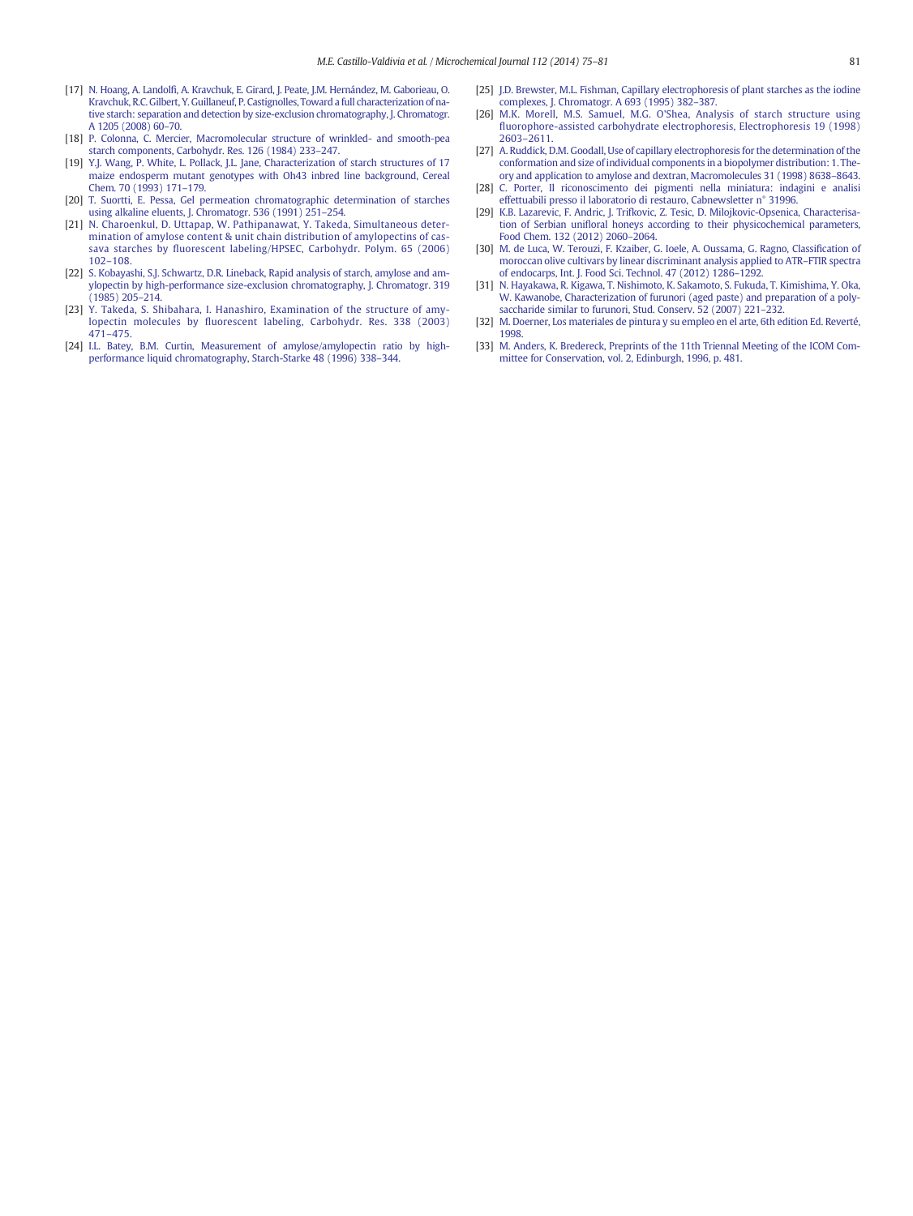[17] N. Hoang, A. Landolfi, A. Kravchuk, E. Girard, J. Peate, J.M. Hernández, M. Gaborieau, O. Kravchuk, R.C. Gilbert, Y. Guillaneuf, P. Castignolles, Toward a full characterization of native starch: separation and detection by size-exclusion chromatography, J. Chromatogr. A 1205 (2008) 60–70.

[18] P. Colonna, C. Mercier, Macromolecular structure of wrinkled- and smooth-pea starch components, Carbohydr. Res. 126 (1984) 233–247.

[19] Y.J. Wang, P. White, L. Pollack, J.L. Jane, Characterization of starch structures of 17 maize endosperm mutant genotypes with Oh43 inbred line background, Cereal Chem. 70 (1993) 171–179.

[20] T. Suortti, E. Pessa, Gel permeation chromatographic determination of starches using alkaline eluents, J. Chromatogr. 536 (1991) 251–254.

[21] N. Charoenkul, D. Uttapap, W. Pathipanawat, Y. Takeda, Simultaneous determination of amylose content & unit chain distribution of amylopectins of cassava starches by fluorescent labeling/HPSEC, Carbohydr. Polym. 65 (2006) 102–108.

[22] S. Kobayashi, S.J. Schwartz, D.R. Lineback, Rapid analysis of starch, amylose and amylopectin by high-performance size-exclusion chromatography, J. Chromatogr. 319 (1985) 205–214.

[23] Y. Takeda, S. Shibahara, I. Hanashiro, Examination of the structure of amylopectin molecules by fluorescent labeling, Carbohydr. Res. 338 (2003) 471–475.

[24] I.L. Batey, B.M. Curtin, Measurement of amylose/amylopectin ratio by high-performance liquid chromatography, Starch-Starke 48 (1996) 338–344.

[25] J.D. Brewster, M.L. Fishman, Capillary electrophoresis of plant starches as the iodine complexes, J. Chromatogr. A 693 (1995) 382–387.

[26] M.K. Morell, M.S. Samuel, M.G. O'Shea, Analysis of starch structure using fluorophore-assisted carbohydrate electrophoresis, Electrophoresis 19 (1998) 2603–2611.

[27] A. Ruddick, D.M. Goodall, Use of capillary electrophoresis for the determination of the conformation and size of individual components in a biopolymer distribution: 1. Theory and application to amylose and dextran, Macromolecules 31 (1998) 8638–8643.

[28] C. Porter, Il riconoscimento dei pigmenti nella miniatura: indagini e analisi effettuabili presso il laboratorio di restauro, Cabnewsletter n° 31996.

[29] K.B. Lazarevic, F. Andric, J. Trifkovic, Z. Tesic, D. Milojkovic-Opsenica, Characterisation of Serbian unifloral honeys according to their physicochemical parameters, Food Chem. 132 (2012) 2060–2064.

[30] M. de Luca, W. Terouzi, F. Kzaiber, G. Ioele, A. Oussama, G. Ragno, Classification of moroccan olive cultivars by linear discriminant analysis applied to ATR–FTIR spectra of endocarps, Int. J. Food Sci. Technol. 47 (2012) 1286–1292.

[31] N. Hayakawa, R. Kigawa, T. Nishimoto, K. Sakamoto, S. Fukuda, T. Kimishima, Y. Oka, W. Kawanobe, Characterization of furunori (aged paste) and preparation of a polysaccharide similar to furunori, Stud. Conserv. 52 (2007) 221–232.

[32] M. Doerner, Los materiales de pintura y su empleo en el arte, 6th edition Ed. Reverté, 1998.

[33] M. Anders, K. Bredereck, Preprints of the 11th Triennal Meeting of the ICOM Committee for Conservation, vol. 2, Edinburgh, 1996, p. 481.